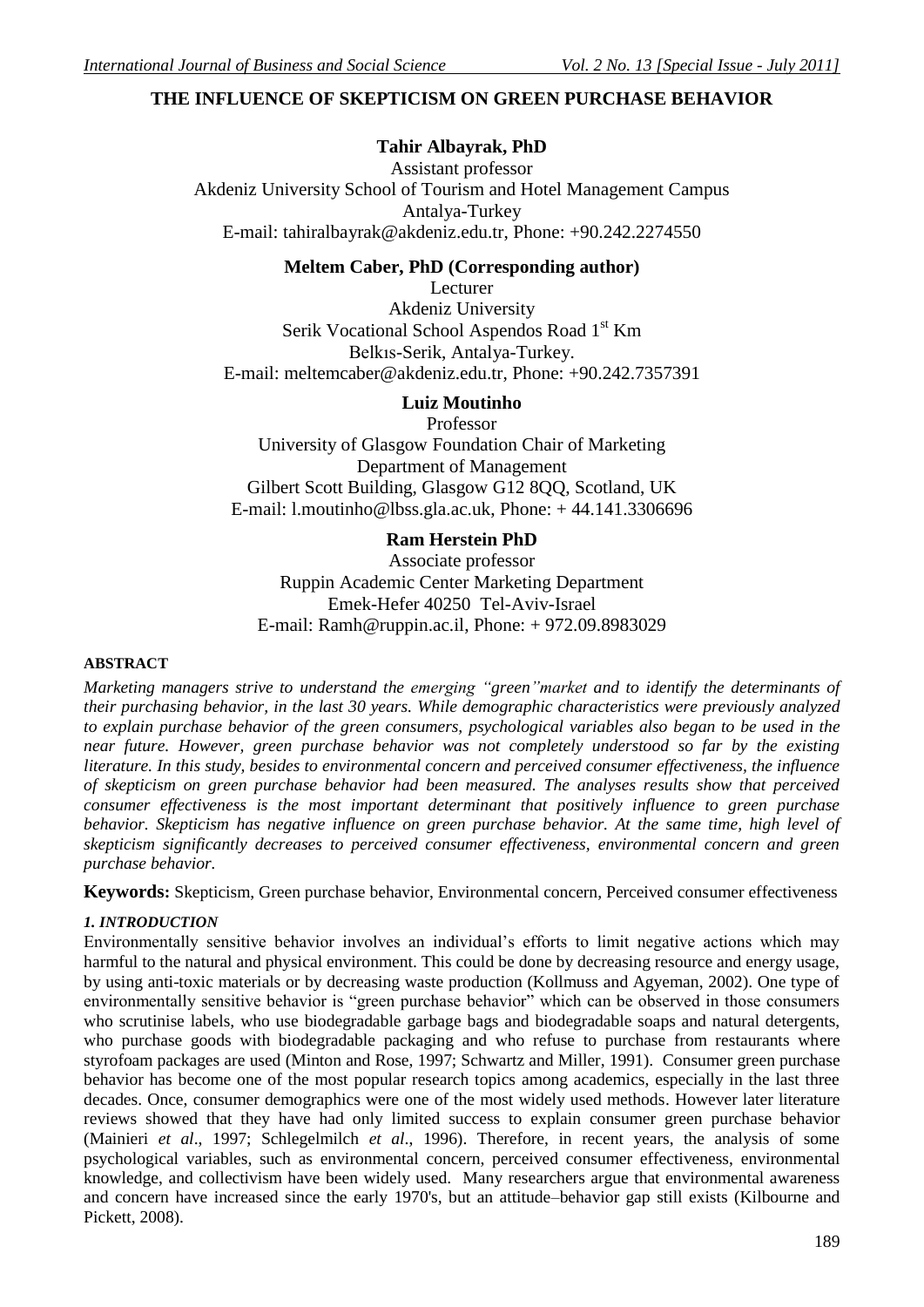# THE INFLUENCE OF SKEPTICISM ON GREEN PURCHASE BEHAVIOR

**Tahir Albayrak, PhD**
Assistant professor
Akdeniz University School of Tourism and Hotel Management Campus
Antalya-Turkey
E-mail: tahiralbayrak@akdeniz.edu.tr, Phone: +90.242.2274550

**Meltem Caber, PhD (Corresponding author)**
Lecturer
Akdeniz University
Serik Vocational School Aspendos Road 1[st] Km
Belkıs-Serik, Antalya-Turkey.
E-mail: meltemcaber@akdeniz.edu.tr, Phone: +90.242.7357391

**Luiz Moutinho**
Professor
University of Glasgow Foundation Chair of Marketing
Department of Management
Gilbert Scott Building, Glasgow G12 8QQ, Scotland, UK
E-mail: l.moutinho@lbss.gla.ac.uk, Phone: + 44.141.3306696

**Ram Herstein PhD**
Associate professor
Ruppin Academic Center Marketing Department
Emek-Hefer 40250 Tel-Aviv-Israel
E-mail: Ramh@ruppin.ac.il, Phone: + 972.09.8983029

**ABSTRACT**

*Marketing managers strive to understand the emerging "green"market and to identify the determinants of their purchasing behavior, in the last 30 years. While demographic characteristics were previously analyzed to explain purchase behavior of the green consumers, psychological variables also began to be used in the near future. However, green purchase behavior was not completely understood so far by the existing literature. In this study, besides to environmental concern and perceived consumer effectiveness, the influence of skepticism on green purchase behavior had been measured. The analyses results show that perceived consumer effectiveness is the most important determinant that positively influence to green purchase behavior. Skepticism has negative influence on green purchase behavior. At the same time, high level of skepticism significantly decreases to perceived consumer effectiveness, environmental concern and green purchase behavior.*

**Keywords:** Skepticism, Green purchase behavior, Environmental concern, Perceived consumer effectiveness

### *1. INTRODUCTION*

Environmentally sensitive behavior involves an individual's efforts to limit negative actions which may harmful to the natural and physical environment. This could be done by decreasing resource and energy usage, by using anti-toxic materials or by decreasing waste production (Kollmuss and Agyeman, 2002). One type of environmentally sensitive behavior is "green purchase behavior" which can be observed in those consumers who scrutinise labels, who use biodegradable garbage bags and biodegradable soaps and natural detergents, who purchase goods with biodegradable packaging and who refuse to purchase from restaurants where styrofoam packages are used (Minton and Rose, 1997; Schwartz and Miller, 1991). Consumer green purchase behavior has become one of the most popular research topics among academics, especially in the last three decades. Once, consumer demographics were one of the most widely used methods. However later literature reviews showed that they have had only limited success to explain consumer green purchase behavior (Mainieri *et al*., 1997; Schlegelmilch *et al*., 1996). Therefore, in recent years, the analysis of some psychological variables, such as environmental concern, perceived consumer effectiveness, environmental knowledge, and collectivism have been widely used. Many researchers argue that environmental awareness and concern have increased since the early 1970's, but an attitude–behavior gap still exists (Kilbourne and Pickett, 2008).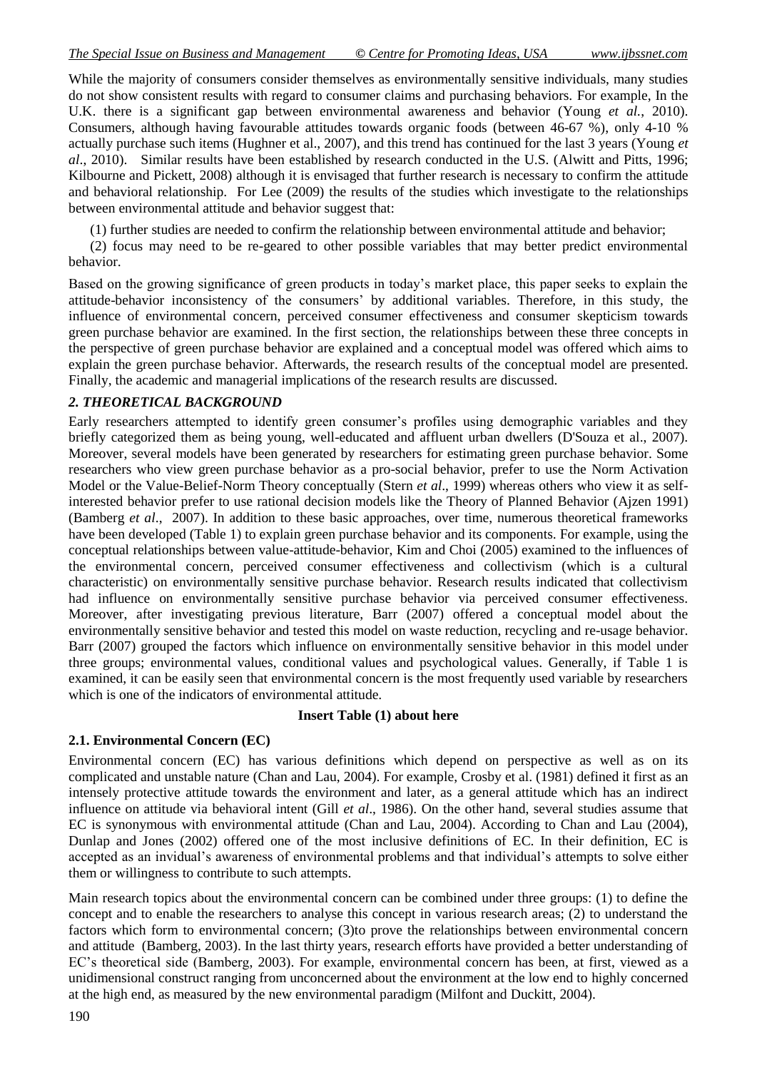While the majority of consumers consider themselves as environmentally sensitive individuals, many studies do not show consistent results with regard to consumer claims and purchasing behaviors. For example, In the U.K. there is a significant gap between environmental awareness and behavior (Young *et al.*, 2010). Consumers, although having favourable attitudes towards organic foods (between 46-67 %), only 4-10 % actually purchase such items (Hughner et al., 2007), and this trend has continued for the last 3 years (Young *et al*., 2010). Similar results have been established by research conducted in the U.S. (Alwitt and Pitts, 1996; Kilbourne and Pickett, 2008) although it is envisaged that further research is necessary to confirm the attitude and behavioral relationship. For Lee (2009) the results of the studies which investigate to the relationships between environmental attitude and behavior suggest that:

(1) further studies are needed to confirm the relationship between environmental attitude and behavior;

(2) focus may need to be re-geared to other possible variables that may better predict environmental behavior.

Based on the growing significance of green products in today's market place, this paper seeks to explain the attitude-behavior inconsistency of the consumers' by additional variables. Therefore, in this study, the influence of environmental concern, perceived consumer effectiveness and consumer skepticism towards green purchase behavior are examined. In the first section, the relationships between these three concepts in the perspective of green purchase behavior are explained and a conceptual model was offered which aims to explain the green purchase behavior. Afterwards, the research results of the conceptual model are presented. Finally, the academic and managerial implications of the research results are discussed.

## *2. THEORETICAL BACKGROUND*

Early researchers attempted to identify green consumer's profiles using demographic variables and they briefly categorized them as being young, well-educated and affluent urban dwellers (D'Souza et al., 2007). Moreover, several models have been generated by researchers for estimating green purchase behavior. Some researchers who view green purchase behavior as a pro-social behavior, prefer to use the Norm Activation Model or the Value-Belief-Norm Theory conceptually (Stern *et al*., 1999) whereas others who view it as self-interested behavior prefer to use rational decision models like the Theory of Planned Behavior (Ajzen 1991) (Bamberg *et al*., 2007). In addition to these basic approaches, over time, numerous theoretical frameworks have been developed (Table 1) to explain green purchase behavior and its components. For example, using the conceptual relationships between value-attitude-behavior, Kim and Choi (2005) examined to the influences of the environmental concern, perceived consumer effectiveness and collectivism (which is a cultural characteristic) on environmentally sensitive purchase behavior. Research results indicated that collectivism had influence on environmentally sensitive purchase behavior via perceived consumer effectiveness. Moreover, after investigating previous literature, Barr (2007) offered a conceptual model about the environmentally sensitive behavior and tested this model on waste reduction, recycling and re-usage behavior. Barr (2007) grouped the factors which influence on environmentally sensitive behavior in this model under three groups; environmental values, conditional values and psychological values. Generally, if Table 1 is examined, it can be easily seen that environmental concern is the most frequently used variable by researchers which is one of the indicators of environmental attitude.

**Insert Table (1) about here**

### 2.1. Environmental Concern (EC)

Environmental concern (EC) has various definitions which depend on perspective as well as on its complicated and unstable nature (Chan and Lau, 2004). For example, Crosby et al. (1981) defined it first as an intensely protective attitude towards the environment and later, as a general attitude which has an indirect influence on attitude via behavioral intent (Gill *et al*., 1986). On the other hand, several studies assume that EC is synonymous with environmental attitude (Chan and Lau, 2004). According to Chan and Lau (2004), Dunlap and Jones (2002) offered one of the most inclusive definitions of EC. In their definition, EC is accepted as an invidual's awareness of environmental problems and that individual's attempts to solve either them or willingness to contribute to such attempts.

Main research topics about the environmental concern can be combined under three groups: (1) to define the concept and to enable the researchers to analyse this concept in various research areas; (2) to understand the factors which form to environmental concern; (3)to prove the relationships between environmental concern and attitude (Bamberg, 2003). In the last thirty years, research efforts have provided a better understanding of EC's theoretical side (Bamberg, 2003). For example, environmental concern has been, at first, viewed as a unidimensional construct ranging from unconcerned about the environment at the low end to highly concerned at the high end, as measured by the new environmental paradigm (Milfont and Duckitt, 2004).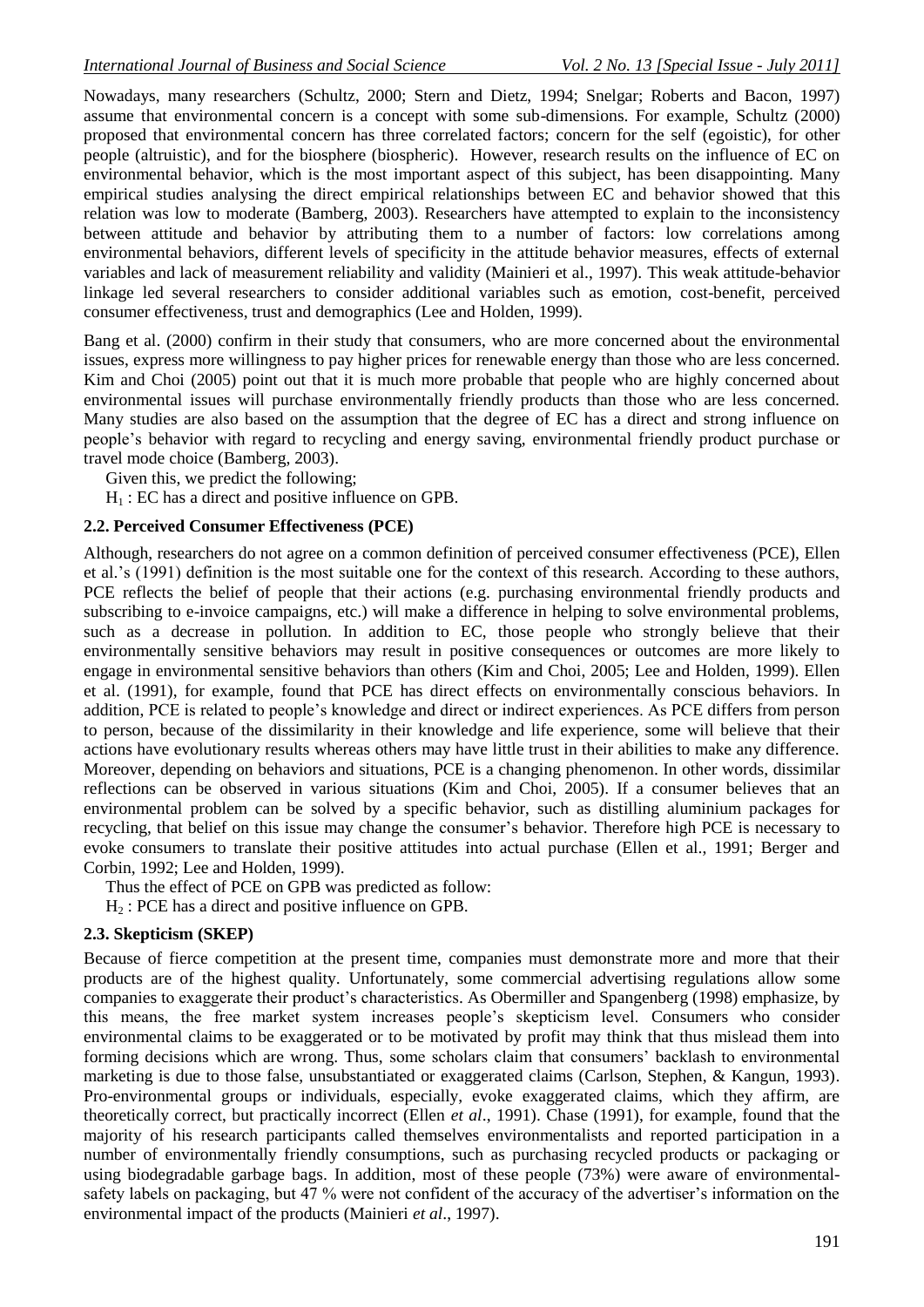Nowadays, many researchers (Schultz, 2000; Stern and Dietz, 1994; Snelgar; Roberts and Bacon, 1997) assume that environmental concern is a concept with some sub-dimensions. For example, Schultz (2000) proposed that environmental concern has three correlated factors; concern for the self (egoistic), for other people (altruistic), and for the biosphere (biospheric). However, research results on the influence of EC on environmental behavior, which is the most important aspect of this subject, has been disappointing. Many empirical studies analysing the direct empirical relationships between EC and behavior showed that this relation was low to moderate (Bamberg, 2003). Researchers have attempted to explain to the inconsistency between attitude and behavior by attributing them to a number of factors: low correlations among environmental behaviors, different levels of specificity in the attitude behavior measures, effects of external variables and lack of measurement reliability and validity (Mainieri et al., 1997). This weak attitude-behavior linkage led several researchers to consider additional variables such as emotion, cost-benefit, perceived consumer effectiveness, trust and demographics (Lee and Holden, 1999).

Bang et al. (2000) confirm in their study that consumers, who are more concerned about the environmental issues, express more willingness to pay higher prices for renewable energy than those who are less concerned. Kim and Choi (2005) point out that it is much more probable that people who are highly concerned about environmental issues will purchase environmentally friendly products than those who are less concerned. Many studies are also based on the assumption that the degree of EC has a direct and strong influence on people's behavior with regard to recycling and energy saving, environmental friendly product purchase or travel mode choice (Bamberg, 2003).

Given this, we predict the following;

$H_1$ : EC has a direct and positive influence on GPB.

### 2.2. Perceived Consumer Effectiveness (PCE)

Although, researchers do not agree on a common definition of perceived consumer effectiveness (PCE), Ellen et al.'s (1991) definition is the most suitable one for the context of this research. According to these authors, PCE reflects the belief of people that their actions (e.g. purchasing environmental friendly products and subscribing to e-invoice campaigns, etc.) will make a difference in helping to solve environmental problems, such as a decrease in pollution. In addition to EC, those people who strongly believe that their environmentally sensitive behaviors may result in positive consequences or outcomes are more likely to engage in environmental sensitive behaviors than others (Kim and Choi, 2005; Lee and Holden, 1999). Ellen et al. (1991), for example, found that PCE has direct effects on environmentally conscious behaviors. In addition, PCE is related to people's knowledge and direct or indirect experiences. As PCE differs from person to person, because of the dissimilarity in their knowledge and life experience, some will believe that their actions have evolutionary results whereas others may have little trust in their abilities to make any difference. Moreover, depending on behaviors and situations, PCE is a changing phenomenon. In other words, dissimilar reflections can be observed in various situations (Kim and Choi, 2005). If a consumer believes that an environmental problem can be solved by a specific behavior, such as distilling aluminium packages for recycling, that belief on this issue may change the consumer's behavior. Therefore high PCE is necessary to evoke consumers to translate their positive attitudes into actual purchase (Ellen et al., 1991; Berger and Corbin, 1992; Lee and Holden, 1999).

Thus the effect of PCE on GPB was predicted as follow:

$H_2$ : PCE has a direct and positive influence on GPB.

### 2.3. Skepticism (SKEP)

Because of fierce competition at the present time, companies must demonstrate more and more that their products are of the highest quality. Unfortunately, some commercial advertising regulations allow some companies to exaggerate their product's characteristics. As Obermiller and Spangenberg (1998) emphasize, by this means, the free market system increases people's skepticism level. Consumers who consider environmental claims to be exaggerated or to be motivated by profit may think that thus mislead them into forming decisions which are wrong. Thus, some scholars claim that consumers' backlash to environmental marketing is due to those false, unsubstantiated or exaggerated claims (Carlson, Stephen, & Kangun, 1993). Pro-environmental groups or individuals, especially, evoke exaggerated claims, which they affirm, are theoretically correct, but practically incorrect (Ellen *et al*., 1991). Chase (1991), for example, found that the majority of his research participants called themselves environmentalists and reported participation in a number of environmentally friendly consumptions, such as purchasing recycled products or packaging or using biodegradable garbage bags. In addition, most of these people (73%) were aware of environmental-safety labels on packaging, but 47 % were not confident of the accuracy of the advertiser's information on the environmental impact of the products (Mainieri *et al*., 1997).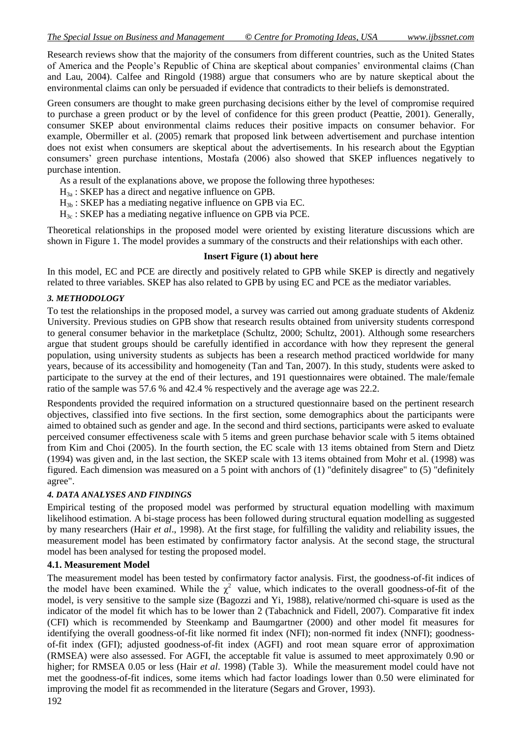Research reviews show that the majority of the consumers from different countries, such as the United States of America and the People's Republic of China are skeptical about companies' environmental claims (Chan and Lau, 2004). Calfee and Ringold (1988) argue that consumers who are by nature skeptical about the environmental claims can only be persuaded if evidence that contradicts to their beliefs is demonstrated.

Green consumers are thought to make green purchasing decisions either by the level of compromise required to purchase a green product or by the level of confidence for this green product (Peattie, 2001). Generally, consumer SKEP about environmental claims reduces their positive impacts on consumer behavior. For example, Obermiller et al. (2005) remark that proposed link between advertisement and purchase intention does not exist when consumers are skeptical about the advertisements. In his research about the Egyptian consumers' green purchase intentions, Mostafa (2006) also showed that SKEP influences negatively to purchase intention.

As a result of the explanations above, we propose the following three hypotheses:

$H_{3a}$ : SKEP has a direct and negative influence on GPB.

$H_{3b}$ : SKEP has a mediating negative influence on GPB via EC.

$H_{3c}$ : SKEP has a mediating negative influence on GPB via PCE.

Theoretical relationships in the proposed model were oriented by existing literature discussions which are shown in Figure 1. The model provides a summary of the constructs and their relationships with each other.

**Insert Figure (1) about here**

In this model, EC and PCE are directly and positively related to GPB while SKEP is directly and negatively related to three variables. SKEP has also related to GPB by using EC and PCE as the mediator variables.

### *3. METHODOLOGY*

To test the relationships in the proposed model, a survey was carried out among graduate students of Akdeniz University. Previous studies on GPB show that research results obtained from university students correspond to general consumer behavior in the marketplace (Schultz, 2000; Schultz, 2001). Although some researchers argue that student groups should be carefully identified in accordance with how they represent the general population, using university students as subjects has been a research method practiced worldwide for many years, because of its accessibility and homogeneity (Tan and Tan, 2007). In this study, students were asked to participate to the survey at the end of their lectures, and 191 questionnaires were obtained. The male/female ratio of the sample was 57.6 % and 42.4 % respectively and the average age was 22.2.

Respondents provided the required information on a structured questionnaire based on the pertinent research objectives, classified into five sections. In the first section, some demographics about the participants were aimed to obtained such as gender and age. In the second and third sections, participants were asked to evaluate perceived consumer effectiveness scale with 5 items and green purchase behavior scale with 5 items obtained from Kim and Choi (2005). In the fourth section, the EC scale with 13 items obtained from Stern and Dietz (1994) was given and, in the last section, the SKEP scale with 13 items obtained from Mohr et al. (1998) was figured. Each dimension was measured on a 5 point with anchors of (1) "definitely disagree" to (5) "definitely agree".

### *4. DATA ANALYSES AND FINDINGS*

Empirical testing of the proposed model was performed by structural equation modelling with maximum likelihood estimation. A bi-stage process has been followed during structural equation modelling as suggested by many researchers (Hair *et al*., 1998). At the first stage, for fulfilling the validity and reliability issues, the measurement model has been estimated by confirmatory factor analysis. At the second stage, the structural model has been analysed for testing the proposed model.

#### **4.1. Measurement Model**

The measurement model has been tested by confirmatory factor analysis. First, the goodness-of-fit indices of the model have been examined. While the $\chi^2$ value, which indicates to the overall goodness-of-fit of the model, is very sensitive to the sample size (Bagozzi and Yi, 1988), relative/normed chi-square is used as the indicator of the model fit which has to be lower than 2 (Tabachnick and Fidell, 2007). Comparative fit index (CFI) which is recommended by Steenkamp and Baumgartner (2000) and other model fit measures for identifying the overall goodness-of-fit like normed fit index (NFI); non-normed fit index (NNFI); goodness-of-fit index (GFI); adjusted goodness-of-fit index (AGFI) and root mean square error of approximation (RMSEA) were also assessed. For AGFI, the acceptable fit value is assumed to meet approximately 0.90 or higher; for RMSEA 0.05 or less (Hair *et al*. 1998) (Table 3). While the measurement model could have not met the goodness-of-fit indices, some items which had factor loadings lower than 0.50 were eliminated for improving the model fit as recommended in the literature (Segars and Grover, 1993).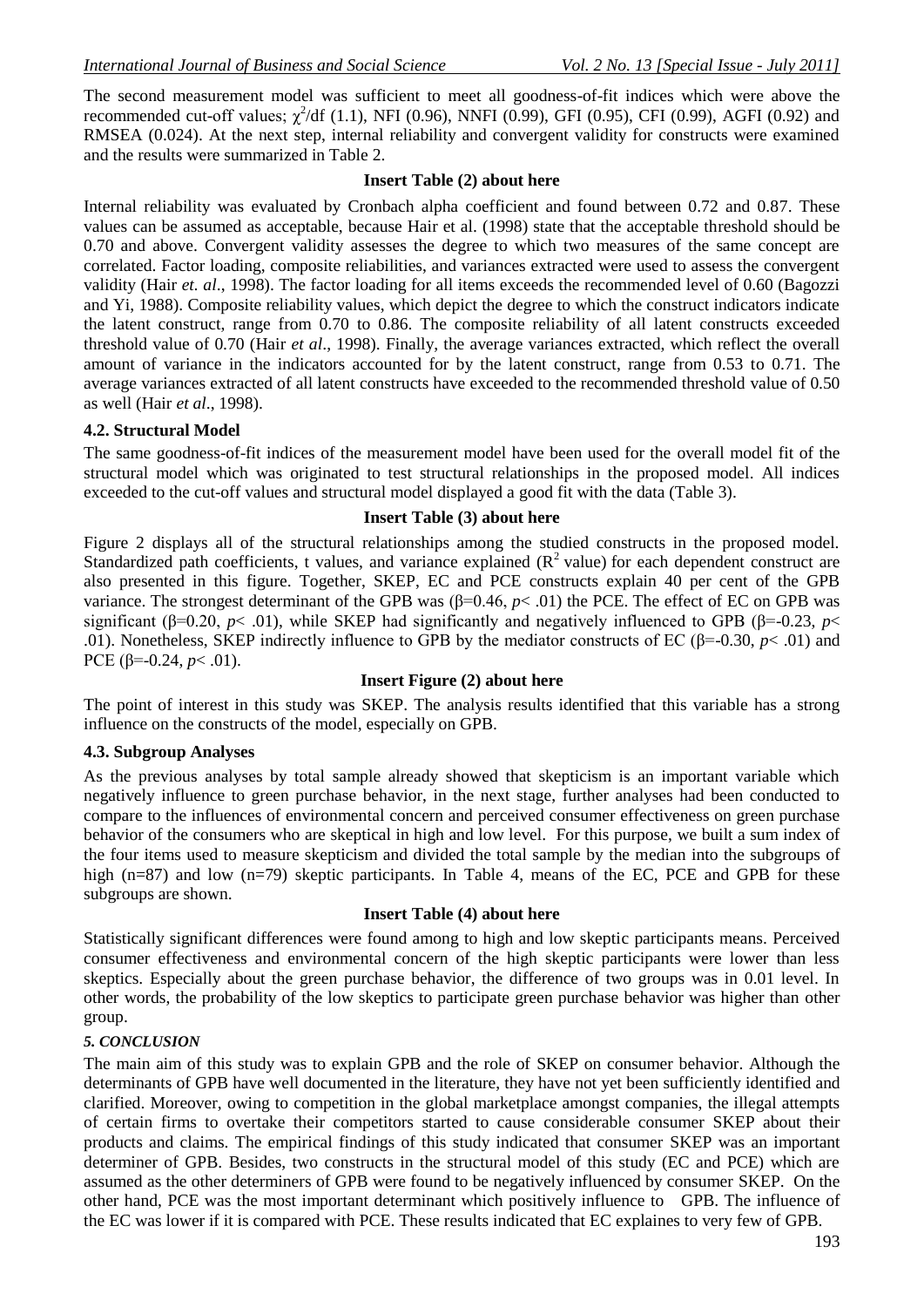The second measurement model was sufficient to meet all goodness-of-fit indices which were above the recommended cut-off values; $\chi^2$/df (1.1), NFI (0.96), NNFI (0.99), GFI (0.95), CFI (0.99), AGFI (0.92) and RMSEA (0.024). At the next step, internal reliability and convergent validity for constructs were examined and the results were summarized in Table 2.

**Insert Table (2) about here**

Internal reliability was evaluated by Cronbach alpha coefficient and found between 0.72 and 0.87. These values can be assumed as acceptable, because Hair et al. (1998) state that the acceptable threshold should be 0.70 and above. Convergent validity assesses the degree to which two measures of the same concept are correlated. Factor loading, composite reliabilities, and variances extracted were used to assess the convergent validity (Hair *et. al*., 1998). The factor loading for all items exceeds the recommended level of 0.60 (Bagozzi and Yi, 1988). Composite reliability values, which depict the degree to which the construct indicators indicate the latent construct, range from 0.70 to 0.86. The composite reliability of all latent constructs exceeded threshold value of 0.70 (Hair *et al*., 1998). Finally, the average variances extracted, which reflect the overall amount of variance in the indicators accounted for by the latent construct, range from 0.53 to 0.71. The average variances extracted of all latent constructs have exceeded to the recommended threshold value of 0.50 as well (Hair *et al*., 1998).

### 4.2. Structural Model

The same goodness-of-fit indices of the measurement model have been used for the overall model fit of the structural model which was originated to test structural relationships in the proposed model. All indices exceeded to the cut-off values and structural model displayed a good fit with the data (Table 3).

**Insert Table (3) about here**

Figure 2 displays all of the structural relationships among the studied constructs in the proposed model. Standardized path coefficients, t values, and variance explained ($R^2$ value) for each dependent construct are also presented in this figure. Together, SKEP, EC and PCE constructs explain 40 per cent of the GPB variance. The strongest determinant of the GPB was ($\beta$=0.46, $p$< .01) the PCE. The effect of EC on GPB was significant ($\beta$=0.20, $p$< .01), while SKEP had significantly and negatively influenced to GPB ($\beta$=-0.23, $p$< .01). Nonetheless, SKEP indirectly influence to GPB by the mediator constructs of EC ($\beta$=-0.30, $p$< .01) and PCE ($\beta$=-0.24, $p$< .01).

**Insert Figure (2) about here**

The point of interest in this study was SKEP. The analysis results identified that this variable has a strong influence on the constructs of the model, especially on GPB.

### 4.3. Subgroup Analyses

As the previous analyses by total sample already showed that skepticism is an important variable which negatively influence to green purchase behavior, in the next stage, further analyses had been conducted to compare to the influences of environmental concern and perceived consumer effectiveness on green purchase behavior of the consumers who are skeptical in high and low level. For this purpose, we built a sum index of the four items used to measure skepticism and divided the total sample by the median into the subgroups of high (n=87) and low (n=79) skeptic participants. In Table 4, means of the EC, PCE and GPB for these subgroups are shown.

**Insert Table (4) about here**

Statistically significant differences were found among to high and low skeptic participants means. Perceived consumer effectiveness and environmental concern of the high skeptic participants were lower than less skeptics. Especially about the green purchase behavior, the difference of two groups was in 0.01 level. In other words, the probability of the low skeptics to participate green purchase behavior was higher than other group.

## *5. CONCLUSION*

The main aim of this study was to explain GPB and the role of SKEP on consumer behavior. Although the determinants of GPB have well documented in the literature, they have not yet been sufficiently identified and clarified. Moreover, owing to competition in the global marketplace amongst companies, the illegal attempts of certain firms to overtake their competitors started to cause considerable consumer SKEP about their products and claims. The empirical findings of this study indicated that consumer SKEP was an important determiner of GPB. Besides, two constructs in the structural model of this study (EC and PCE) which are assumed as the other determiners of GPB were found to be negatively influenced by consumer SKEP. On the other hand, PCE was the most important determinant which positively influence to GPB. The influence of the EC was lower if it is compared with PCE. These results indicated that EC explaines to very few of GPB.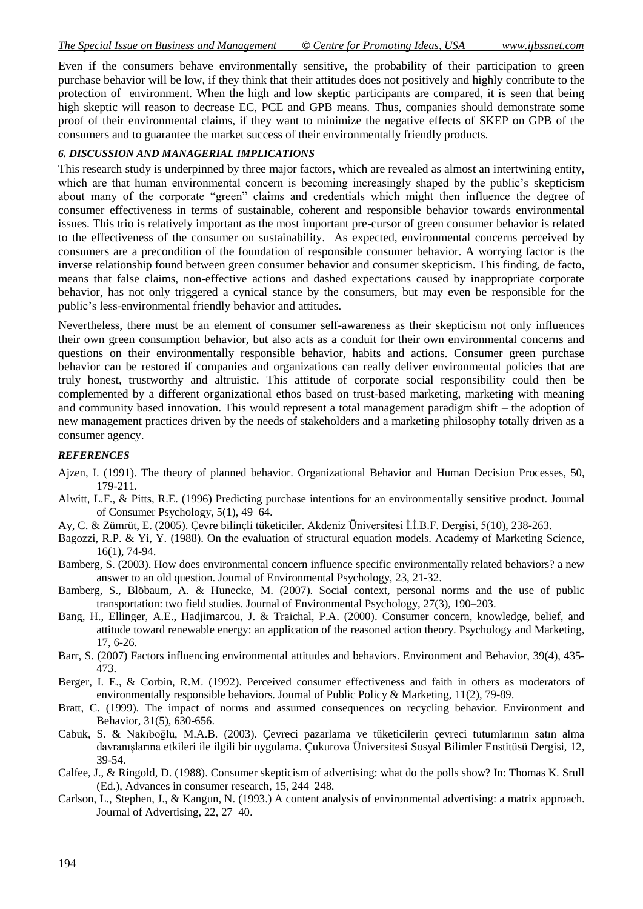Even if the consumers behave environmentally sensitive, the probability of their participation to green purchase behavior will be low, if they think that their attitudes does not positively and highly contribute to the protection of environment. When the high and low skeptic participants are compared, it is seen that being high skeptic will reason to decrease EC, PCE and GPB means. Thus, companies should demonstrate some proof of their environmental claims, if they want to minimize the negative effects of SKEP on GPB of the consumers and to guarantee the market success of their environmentally friendly products.

### *6. DISCUSSION AND MANAGERIAL IMPLICATIONS*

This research study is underpinned by three major factors, which are revealed as almost an intertwining entity, which are that human environmental concern is becoming increasingly shaped by the public's skepticism about many of the corporate "green" claims and credentials which might then influence the degree of consumer effectiveness in terms of sustainable, coherent and responsible behavior towards environmental issues. This trio is relatively important as the most important pre-cursor of green consumer behavior is related to the effectiveness of the consumer on sustainability. As expected, environmental concerns perceived by consumers are a precondition of the foundation of responsible consumer behavior. A worrying factor is the inverse relationship found between green consumer behavior and consumer skepticism. This finding, de facto, means that false claims, non-effective actions and dashed expectations caused by inappropriate corporate behavior, has not only triggered a cynical stance by the consumers, but may even be responsible for the public's less-environmental friendly behavior and attitudes.

Nevertheless, there must be an element of consumer self-awareness as their skepticism not only influences their own green consumption behavior, but also acts as a conduit for their own environmental concerns and questions on their environmentally responsible behavior, habits and actions. Consumer green purchase behavior can be restored if companies and organizations can really deliver environmental policies that are truly honest, trustworthy and altruistic. This attitude of corporate social responsibility could then be complemented by a different organizational ethos based on trust-based marketing, marketing with meaning and community based innovation. This would represent a total management paradigm shift – the adoption of new management practices driven by the needs of stakeholders and a marketing philosophy totally driven as a consumer agency.

### *REFERENCES*

Ajzen, I. (1991). The theory of planned behavior. Organizational Behavior and Human Decision Processes, 50, 179-211.

Alwitt, L.F., & Pitts, R.E. (1996) Predicting purchase intentions for an environmentally sensitive product. Journal of Consumer Psychology, 5(1), 49–64.

Ay, C. & Zümrüt, E. (2005). Çevre bilinçli tüketiciler. Akdeniz Üniversitesi İ.İ.B.F. Dergisi, 5(10), 238-263.

Bagozzi, R.P. & Yi, Y. (1988). On the evaluation of structural equation models. Academy of Marketing Science, 16(1), 74-94.

Bamberg, S. (2003). How does environmental concern influence specific environmentally related behaviors? a new answer to an old question. Journal of Environmental Psychology, 23, 21-32.

Bamberg, S., Blöbaum, A. & Hunecke, M. (2007). Social context, personal norms and the use of public transportation: two field studies. Journal of Environmental Psychology, 27(3), 190–203.

Bang, H., Ellinger, A.E., Hadjimarcou, J. & Traichal, P.A. (2000). Consumer concern, knowledge, belief, and attitude toward renewable energy: an application of the reasoned action theory. Psychology and Marketing, 17, 6-26.

Barr, S. (2007) Factors influencing environmental attitudes and behaviors. Environment and Behavior, 39(4), 435-473.

Berger, I. E., & Corbin, R.M. (1992). Perceived consumer effectiveness and faith in others as moderators of environmentally responsible behaviors. Journal of Public Policy & Marketing, 11(2), 79-89.

Bratt, C. (1999). The impact of norms and assumed consequences on recycling behavior. Environment and Behavior, 31(5), 630-656.

Cabuk, S. & Nakıboğlu, M.A.B. (2003). Çevreci pazarlama ve tüketicilerin çevreci tutumlarının satın alma davranışlarına etkileri ile ilgili bir uygulama. Çukurova Üniversitesi Sosyal Bilimler Enstitüsü Dergisi, 12, 39-54.

Calfee, J., & Ringold, D. (1988). Consumer skepticism of advertising: what do the polls show? In: Thomas K. Srull (Ed.), Advances in consumer research, 15, 244–248.

Carlson, L., Stephen, J., & Kangun, N. (1993.) A content analysis of environmental advertising: a matrix approach. Journal of Advertising, 22, 27–40.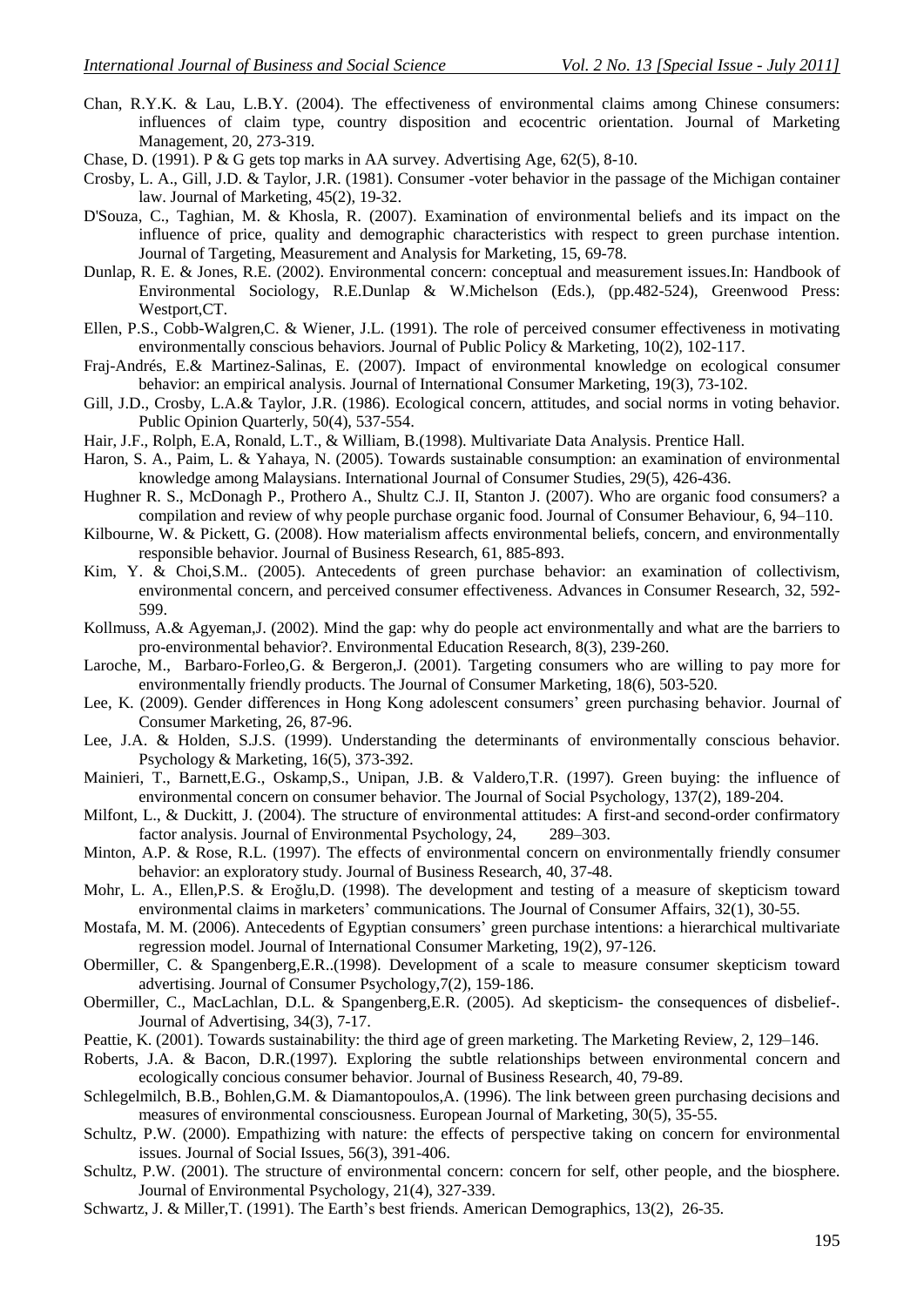Chan, R.Y.K. & Lau, L.B.Y. (2004). The effectiveness of environmental claims among Chinese consumers: influences of claim type, country disposition and ecocentric orientation. Journal of Marketing Management, 20, 273-319.

Chase, D. (1991). P & G gets top marks in AA survey. Advertising Age, 62(5), 8-10.

Crosby, L. A., Gill, J.D. & Taylor, J.R. (1981). Consumer -voter behavior in the passage of the Michigan container law. Journal of Marketing, 45(2), 19-32.

D'Souza, C., Taghian, M. & Khosla, R. (2007). Examination of environmental beliefs and its impact on the influence of price, quality and demographic characteristics with respect to green purchase intention. Journal of Targeting, Measurement and Analysis for Marketing, 15, 69-78.

Dunlap, R. E. & Jones, R.E. (2002). Environmental concern: conceptual and measurement issues.In: Handbook of Environmental Sociology, R.E.Dunlap & W.Michelson (Eds.), (pp.482-524), Greenwood Press: Westport,CT.

Ellen, P.S., Cobb-Walgren,C. & Wiener, J.L. (1991). The role of perceived consumer effectiveness in motivating environmentally conscious behaviors. Journal of Public Policy & Marketing, 10(2), 102-117.

Fraj-Andrés, E.& Martinez-Salinas, E. (2007). Impact of environmental knowledge on ecological consumer behavior: an empirical analysis. Journal of International Consumer Marketing, 19(3), 73-102.

Gill, J.D., Crosby, L.A.& Taylor, J.R. (1986). Ecological concern, attitudes, and social norms in voting behavior. Public Opinion Quarterly, 50(4), 537-554.

Hair, J.F., Rolph, E.A, Ronald, L.T., & William, B.(1998). Multivariate Data Analysis. Prentice Hall.

Haron, S. A., Paim, L. & Yahaya, N. (2005). Towards sustainable consumption: an examination of environmental knowledge among Malaysians. International Journal of Consumer Studies, 29(5), 426-436.

Hughner R. S., McDonagh P., Prothero A., Shultz C.J. II, Stanton J. (2007). Who are organic food consumers? a compilation and review of why people purchase organic food. Journal of Consumer Behaviour, 6, 94–110.

Kilbourne, W. & Pickett, G. (2008). How materialism affects environmental beliefs, concern, and environmentally responsible behavior. Journal of Business Research, 61, 885-893.

Kim, Y. & Choi,S.M.. (2005). Antecedents of green purchase behavior: an examination of collectivism, environmental concern, and perceived consumer effectiveness. Advances in Consumer Research, 32, 592-599.

Kollmuss, A.& Agyeman,J. (2002). Mind the gap: why do people act environmentally and what are the barriers to pro-environmental behavior?. Environmental Education Research, 8(3), 239-260.

Laroche, M., Barbaro-Forleo,G. & Bergeron,J. (2001). Targeting consumers who are willing to pay more for environmentally friendly products. The Journal of Consumer Marketing, 18(6), 503-520.

Lee, K. (2009). Gender differences in Hong Kong adolescent consumers' green purchasing behavior. Journal of Consumer Marketing, 26, 87-96.

Lee, J.A. & Holden, S.J.S. (1999). Understanding the determinants of environmentally conscious behavior. Psychology & Marketing, 16(5), 373-392.

Mainieri, T., Barnett,E.G., Oskamp,S., Unipan, J.B. & Valdero,T.R. (1997). Green buying: the influence of environmental concern on consumer behavior. The Journal of Social Psychology, 137(2), 189-204.

Milfont, L., & Duckitt, J. (2004). The structure of environmental attitudes: A first-and second-order confirmatory factor analysis. Journal of Environmental Psychology, 24, 289–303.

Minton, A.P. & Rose, R.L. (1997). The effects of environmental concern on environmentally friendly consumer behavior: an exploratory study. Journal of Business Research, 40, 37-48.

Mohr, L. A., Ellen,P.S. & Eroğlu,D. (1998). The development and testing of a measure of skepticism toward environmental claims in marketers' communications. The Journal of Consumer Affairs, 32(1), 30-55.

Mostafa, M. M. (2006). Antecedents of Egyptian consumers' green purchase intentions: a hierarchical multivariate regression model. Journal of International Consumer Marketing, 19(2), 97-126.

Obermiller, C. & Spangenberg,E.R..(1998). Development of a scale to measure consumer skepticism toward advertising. Journal of Consumer Psychology,7(2), 159-186.

Obermiller, C., MacLachlan, D.L. & Spangenberg,E.R. (2005). Ad skepticism- the consequences of disbelief-. Journal of Advertising, 34(3), 7-17.

Peattie, K. (2001). Towards sustainability: the third age of green marketing. The Marketing Review, 2, 129–146.

Roberts, J.A. & Bacon, D.R.(1997). Exploring the subtle relationships between environmental concern and ecologically concious consumer behavior. Journal of Business Research, 40, 79-89.

Schlegelmilch, B.B., Bohlen,G.M. & Diamantopoulos,A. (1996). The link between green purchasing decisions and measures of environmental consciousness. European Journal of Marketing, 30(5), 35-55.

Schultz, P.W. (2000). Empathizing with nature: the effects of perspective taking on concern for environmental issues. Journal of Social Issues, 56(3), 391-406.

Schultz, P.W. (2001). The structure of environmental concern: concern for self, other people, and the biosphere. Journal of Environmental Psychology, 21(4), 327-339.

Schwartz, J. & Miller,T. (1991). The Earth's best friends. American Demographics, 13(2), 26-35.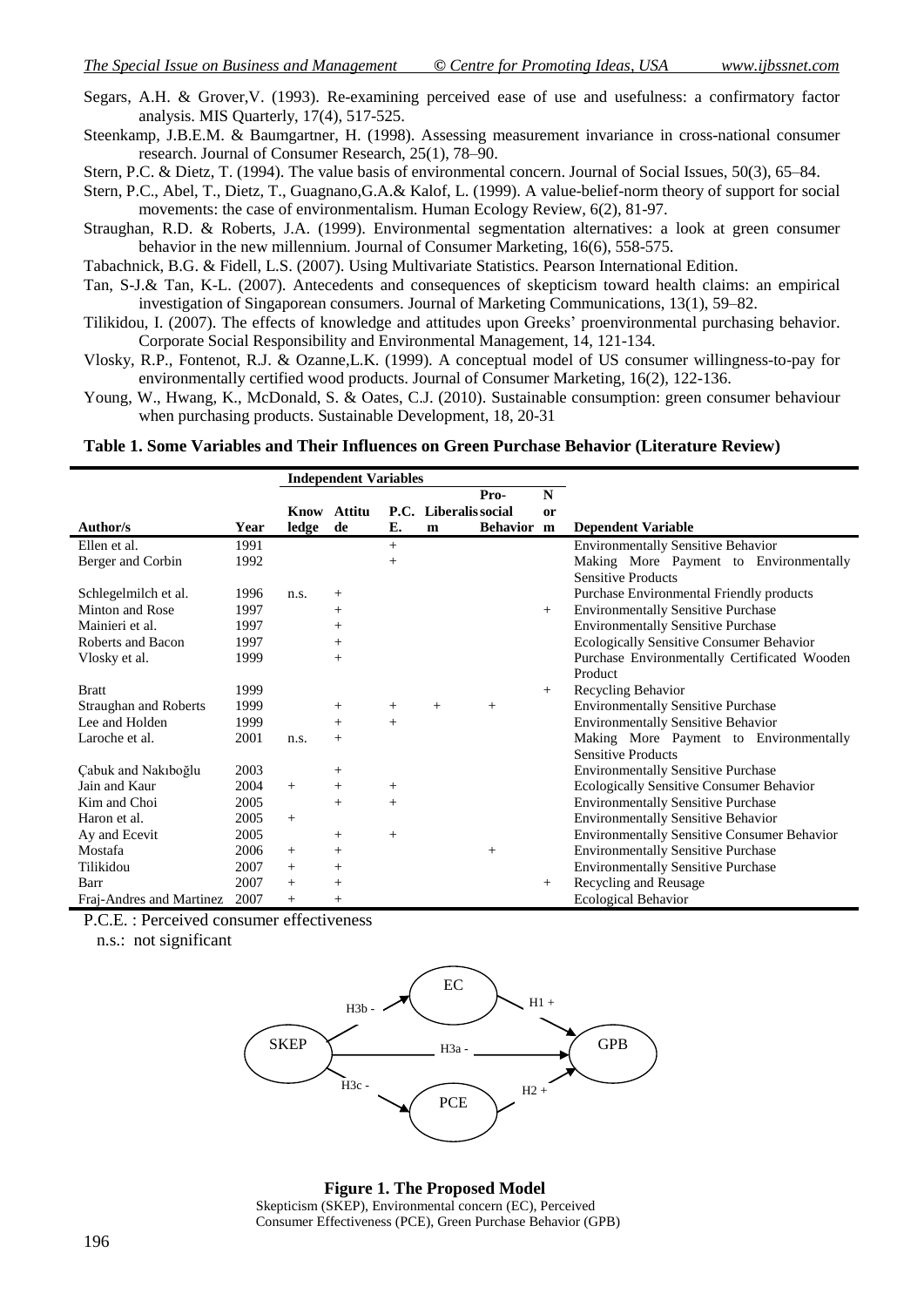Segars, A.H. & Grover,V. (1993). Re-examining perceived ease of use and usefulness: a confirmatory factor analysis. MIS Quarterly, 17(4), 517-525.

Steenkamp, J.B.E.M. & Baumgartner, H. (1998). Assessing measurement invariance in cross-national consumer research. Journal of Consumer Research, 25(1), 78–90.

Stern, P.C. & Dietz, T. (1994). The value basis of environmental concern. Journal of Social Issues, 50(3), 65–84.

Stern, P.C., Abel, T., Dietz, T., Guagnano,G.A.& Kalof, L. (1999). A value-belief-norm theory of support for social movements: the case of environmentalism. Human Ecology Review, 6(2), 81-97.

Straughan, R.D. & Roberts, J.A. (1999). Environmental segmentation alternatives: a look at green consumer behavior in the new millennium. Journal of Consumer Marketing, 16(6), 558-575.

Tabachnick, B.G. & Fidell, L.S. (2007). Using Multivariate Statistics. Pearson International Edition.

Tan, S-J.& Tan, K-L. (2007). Antecedents and consequences of skepticism toward health claims: an empirical investigation of Singaporean consumers. Journal of Marketing Communications, 13(1), 59–82.

Tilikidou, I. (2007). The effects of knowledge and attitudes upon Greeks' proenvironmental purchasing behavior. Corporate Social Responsibility and Environmental Management, 14, 121-134.

Vlosky, R.P., Fontenot, R.J. & Ozanne,L.K. (1999). A conceptual model of US consumer willingness-to-pay for environmentally certified wood products. Journal of Consumer Marketing, 16(2), 122-136.

Young, W., Hwang, K., McDonald, S. & Oates, C.J. (2010). Sustainable consumption: green consumer behaviour when purchasing products. Sustainable Development, 18, 20-31

**Table 1. Some Variables and Their Influences on Green Purchase Behavior (Literature Review)**

| | | Independent Variables | | | | | | |
|---|---|---|---|---|---|---|---|---|
| **Author/s** | **Year** | **Knowledge** | **Attitude** | **P.C.E.** | **Liberalism** | **Pro-social Behavior** | **Norm** | **Dependent Variable** |
| Ellen et al. | 1991 | | | + | | | | Environmentally Sensitive Behavior |
| Berger and Corbin | 1992 | | | + | | | | Making More Payment to Environmentally Sensitive Products |
| Schlegelmilch et al. | 1996 | n.s. | + | | | | | Purchase Environmental Friendly products |
| Minton and Rose | 1997 | | + | | | | + | Environmentally Sensitive Purchase |
| Mainieri et al. | 1997 | | + | | | | | Environmentally Sensitive Purchase |
| Roberts and Bacon | 1997 | | + | | | | | Ecologically Sensitive Consumer Behavior |
| Vlosky et al. | 1999 | | + | | | | | Purchase Environmentally Certificated Wooden Product |
| Bratt | 1999 | | | | | | + | Recycling Behavior |
| Straughan and Roberts | 1999 | | + | + | + | + | | Environmentally Sensitive Purchase |
| Lee and Holden | 1999 | | + | + | | | | Environmentally Sensitive Behavior |
| Laroche et al. | 2001 | n.s. | + | | | | | Making More Payment to Environmentally Sensitive Products |
| Çabuk and Nakıboğlu | 2003 | | + | | | | | Environmentally Sensitive Purchase |
| Jain and Kaur | 2004 | + | + | + | | | | Ecologically Sensitive Consumer Behavior |
| Kim and Choi | 2005 | | + | + | | | | Environmentally Sensitive Purchase |
| Haron et al. | 2005 | + | | | | | | Environmentally Sensitive Behavior |
| Ay and Ecevit | 2005 | | + | + | | | | Environmentally Sensitive Consumer Behavior |
| Mostafa | 2006 | + | + | | | + | | Environmentally Sensitive Purchase |
| Tilikidou | 2007 | + | + | | | | | Environmentally Sensitive Purchase |
| Barr | 2007 | + | + | | | | + | Recycling and Reusage |
| Fraj-Andres and Martinez | 2007 | + | + | | | | | Ecological Behavior |

P.C.E. : Perceived consumer effectiveness

n.s.: not significant

**Figure 1. The Proposed Model**

Skepticism (SKEP), Environmental concern (EC), Perceived Consumer Effectiveness (PCE), Green Purchase Behavior (GPB)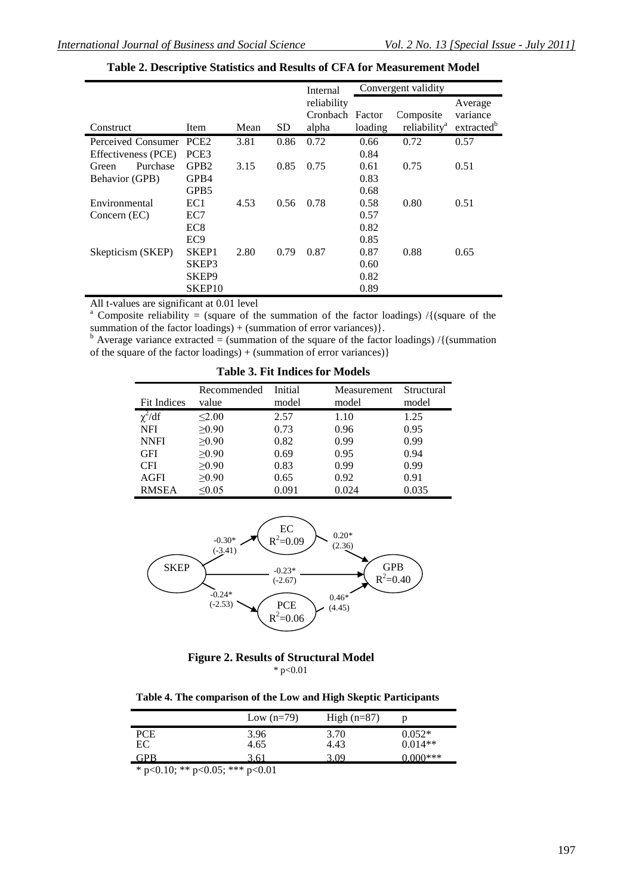**Table 2. Descriptive Statistics and Results of CFA for Measurement Model**

| Construct | Item | Mean | SD | Internal reliability Cronbach alpha | Convergent validity | | |
|---|---|---|---|---|---|---|---|
| | | | | | Factor loading | Composite reliability[a] | Average variance extracted[b] |
| Perceived Consumer Effectiveness (PCE) | PCE2 | 3.81 | 0.86 | 0.72 | 0.66 | 0.72 | 0.57 |
| | PCE3 | | | | 0.84 | | |
| Green Purchase Behavior (GPB) | GPB2 | 3.15 | 0.85 | 0.75 | 0.61 | 0.75 | 0.51 |
| | GPB4 | | | | 0.83 | | |
| | GPB5 | | | | 0.68 | | |
| Environmental Concern (EC) | EC1 | 4.53 | 0.56 | 0.78 | 0.58 | 0.80 | 0.51 |
| | EC7 | | | | 0.57 | | |
| | EC8 | | | | 0.82 | | |
| | EC9 | | | | 0.85 | | |
| Skepticism (SKEP) | SKEP1 | 2.80 | 0.79 | 0.87 | 0.87 | 0.88 | 0.65 |
| | SKEP3 | | | | 0.60 | | |
| | SKEP9 | | | | 0.82 | | |
| | SKEP10 | | | | 0.89 | | |

All t-values are significant at 0.01 level

[a] Composite reliability = (square of the summation of the factor loadings) /{(square of the summation of the factor loadings) + (summation of error variances)}.

[b] Average variance extracted = (summation of the square of the factor loadings) /{(summation of the square of the factor loadings) + (summation of error variances)}

**Table 3. Fit Indices for Models**

| Fit Indices | Recommended value | Initial model | Measurement model | Structural model |
|---|---|---|---|---|
| $\chi^2$/df | ≤2.00 | 2.57 | 1.10 | 1.25 |
| NFI | ≥0.90 | 0.73 | 0.96 | 0.95 |
| NNFI | ≥0.90 | 0.82 | 0.99 | 0.99 |
| GFI | ≥0.90 | 0.69 | 0.95 | 0.94 |
| CFI | ≥0.90 | 0.83 | 0.99 | 0.99 |
| AGFI | ≥0.90 | 0.65 | 0.92 | 0.91 |
| RMSEA | ≤0.05 | 0.091 | 0.024 | 0.035 |

EC
$R^2$=0.09
SKEP
GPB
$R^2$=0.40
PCE
$R^2$=0.06
-0.30*
(-3.41)
0.20*
(2.36)
-0.23*
(-2.67)
-0.24*
(-2.53)
0.46*
(4.45)

**Figure 2. Results of Structural Model**

* p<0.01

**Table 4. The comparison of the Low and High Skeptic Participants**

| | Low (n=79) | High (n=87) | p |
|---|---|---|---|
| PCE | 3.96 | 3.70 | 0.052* |
| EC | 4.65 | 4.43 | 0.014** |
| GPB | 3.61 | 3.09 | 0.000*** |

* p<0.10; ** p<0.05; *** p<0.01